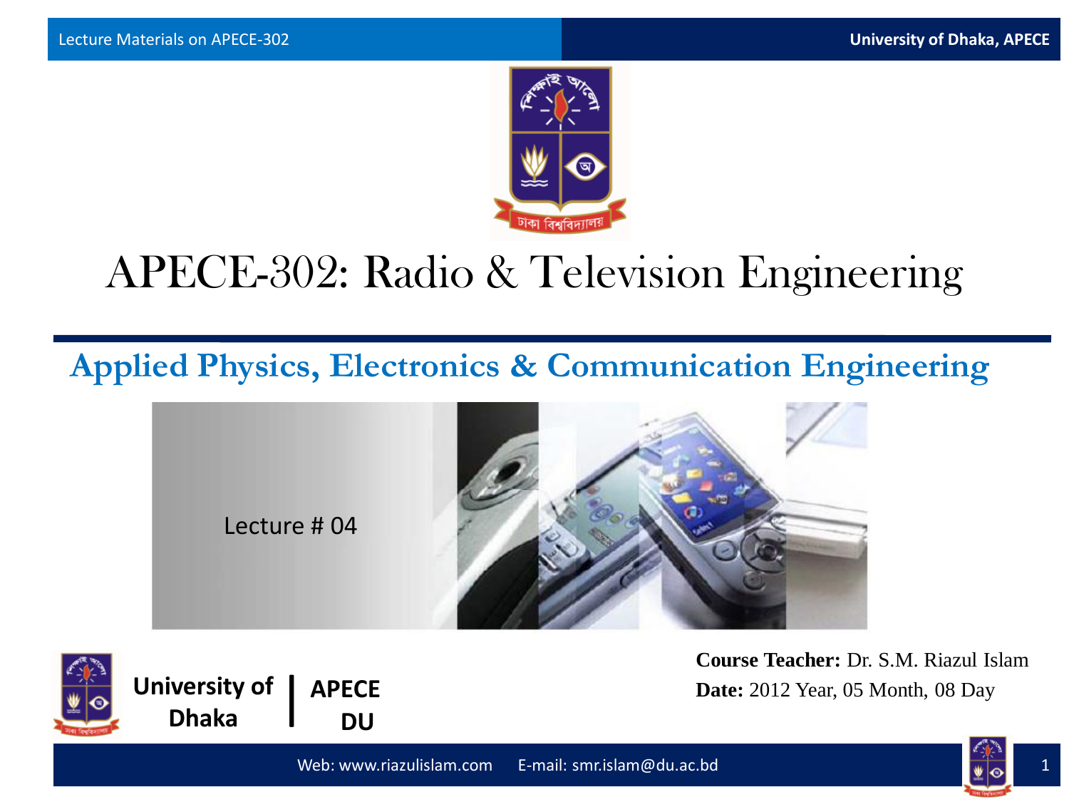# APECE-302: Radio & Television Engineering

## Applied Physics, Electronics & Communication Engineering

Lecture # 04

University of Dhaka | APECE DU

**Course Teacher:** Dr. S.M. Riazul Islam

**Date:** 2012 Year, 05 Month, 08 Day

Web: www.riazulislam.com E-mail: smr.islam@du.ac.bd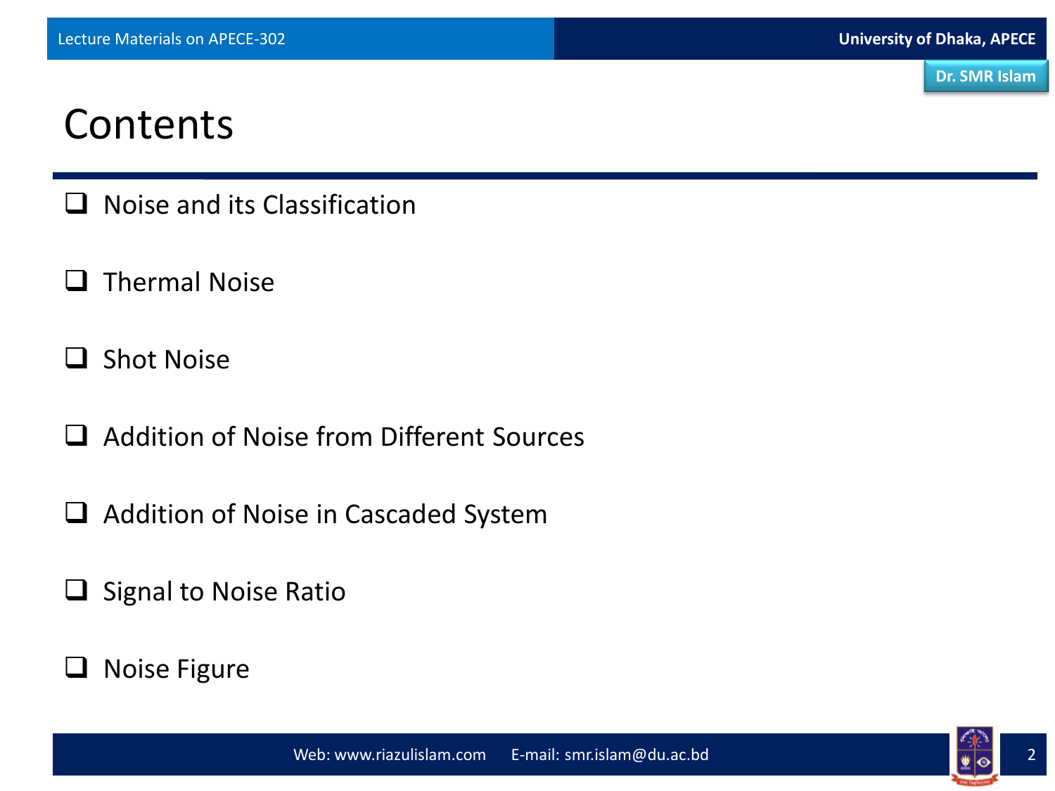# Contents

- Noise and its Classification
- Thermal Noise
- Shot Noise
- Addition of Noise from Different Sources
- Addition of Noise in Cascaded System
- Signal to Noise Ratio
- Noise Figure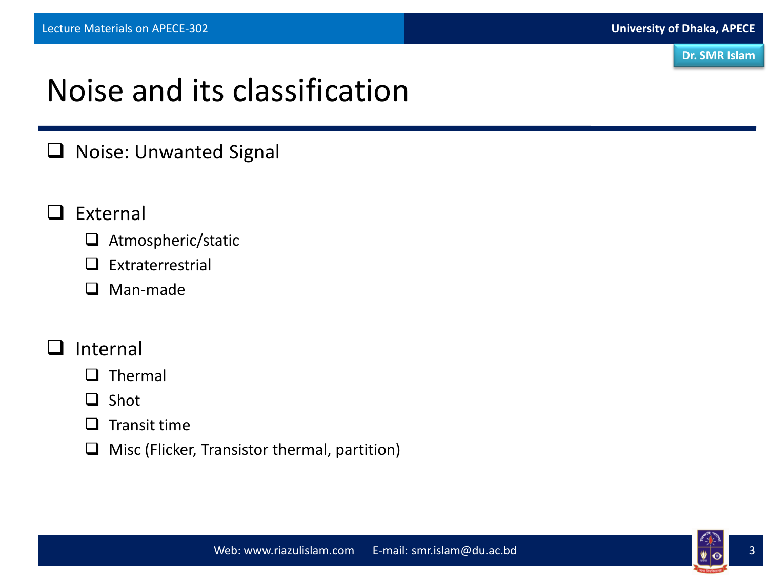# Noise and its classification

- Noise: Unwanted Signal

- External
  - Atmospheric/static
  - Extraterrestrial
  - Man-made

- Internal
  - Thermal
  - Shot
  - Transit time
  - Misc (Flicker, Transistor thermal, partition)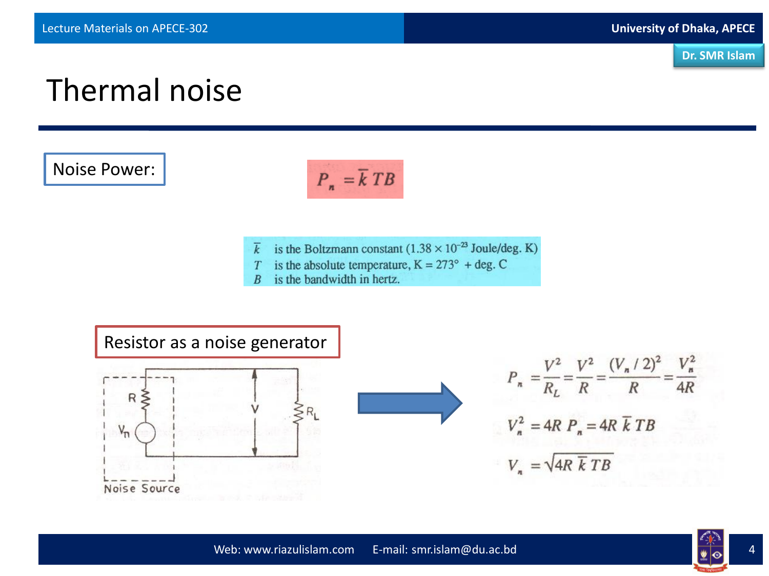# Thermal noise

**Noise Power:**

$$P_n = \bar{k}\,TB$$

$\bar{k}$ is the Boltzmann constant ($1.38 \times 10^{-23}$ Joule/deg. K)
$T$ is the absolute temperature, K = 273° + deg. C
$B$ is the bandwidth in hertz.

**Resistor as a noise generator**

R, $V_n$, V, $R_L$

Noise Source

$$P_n = \frac{V^2}{R_L} = \frac{V^2}{R} = \frac{(V_n/2)^2}{R} = \frac{V_n^2}{4R}$$

$$V_n^2 = 4R\,P_n = 4R\,\bar{k}\,TB$$

$$V_n = \sqrt{4R\,\bar{k}\,TB}$$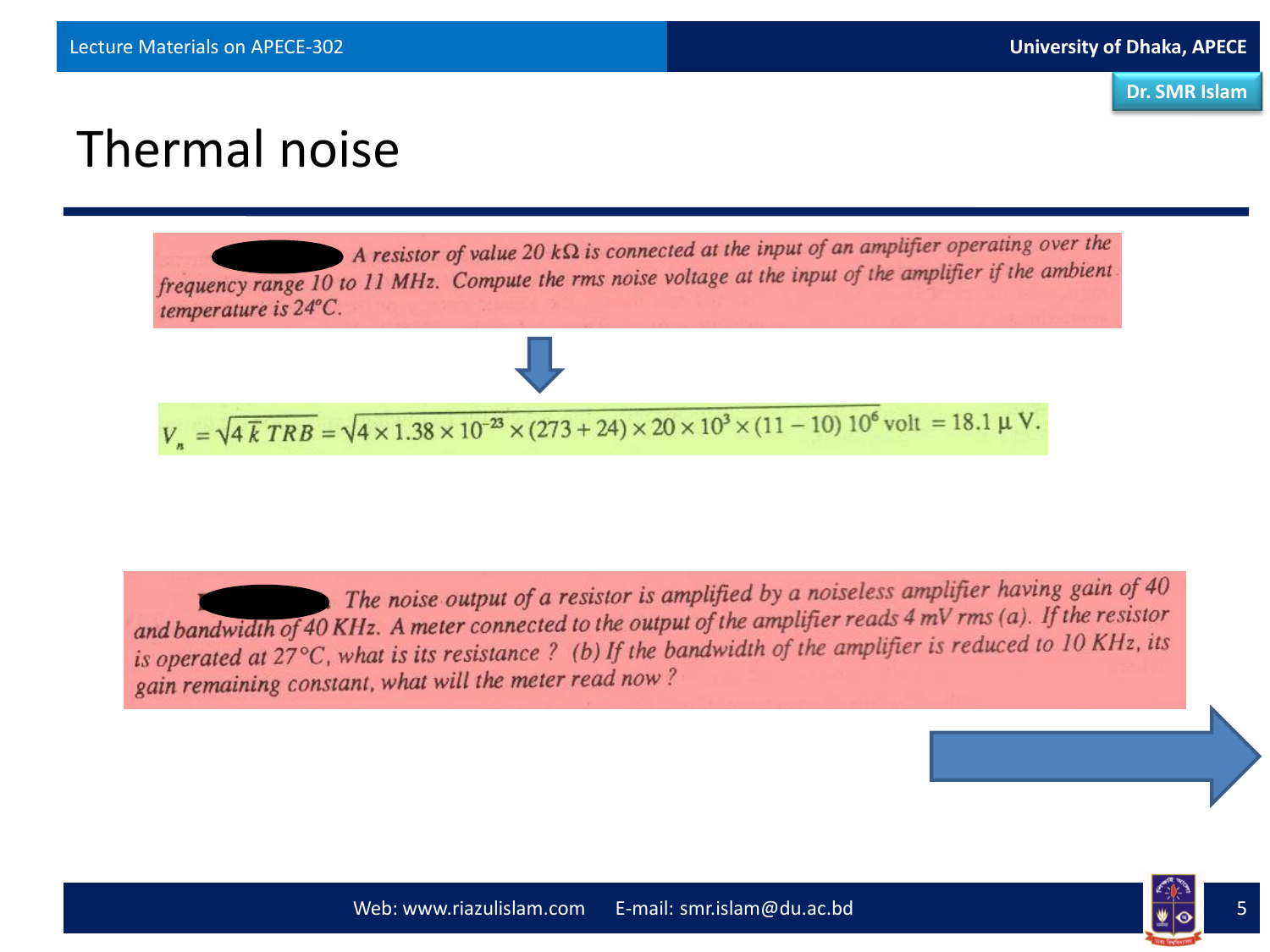# Thermal noise

*A resistor of value 20 kΩ is connected at the input of an amplifier operating over the frequency range 10 to 11 MHz. Compute the rms noise voltage at the input of the amplifier if the ambient temperature is 24°C.*

$$V_n = \sqrt{4\bar{k}TRB} = \sqrt{4 \times 1.38 \times 10^{-23} \times (273+24) \times 20 \times 10^3 \times (11-10)\, 10^6 \text{ volt}} = 18.1\ \mu\text{V}.$$

*The noise output of a resistor is amplified by a noiseless amplifier having gain of 40 and bandwidth of 40 KHz. A meter connected to the output of the amplifier reads 4 mV rms (a). If the resistor is operated at 27°C, what is its resistance ? (b) If the bandwidth of the amplifier is reduced to 10 KHz, its gain remaining constant, what will the meter read now ?*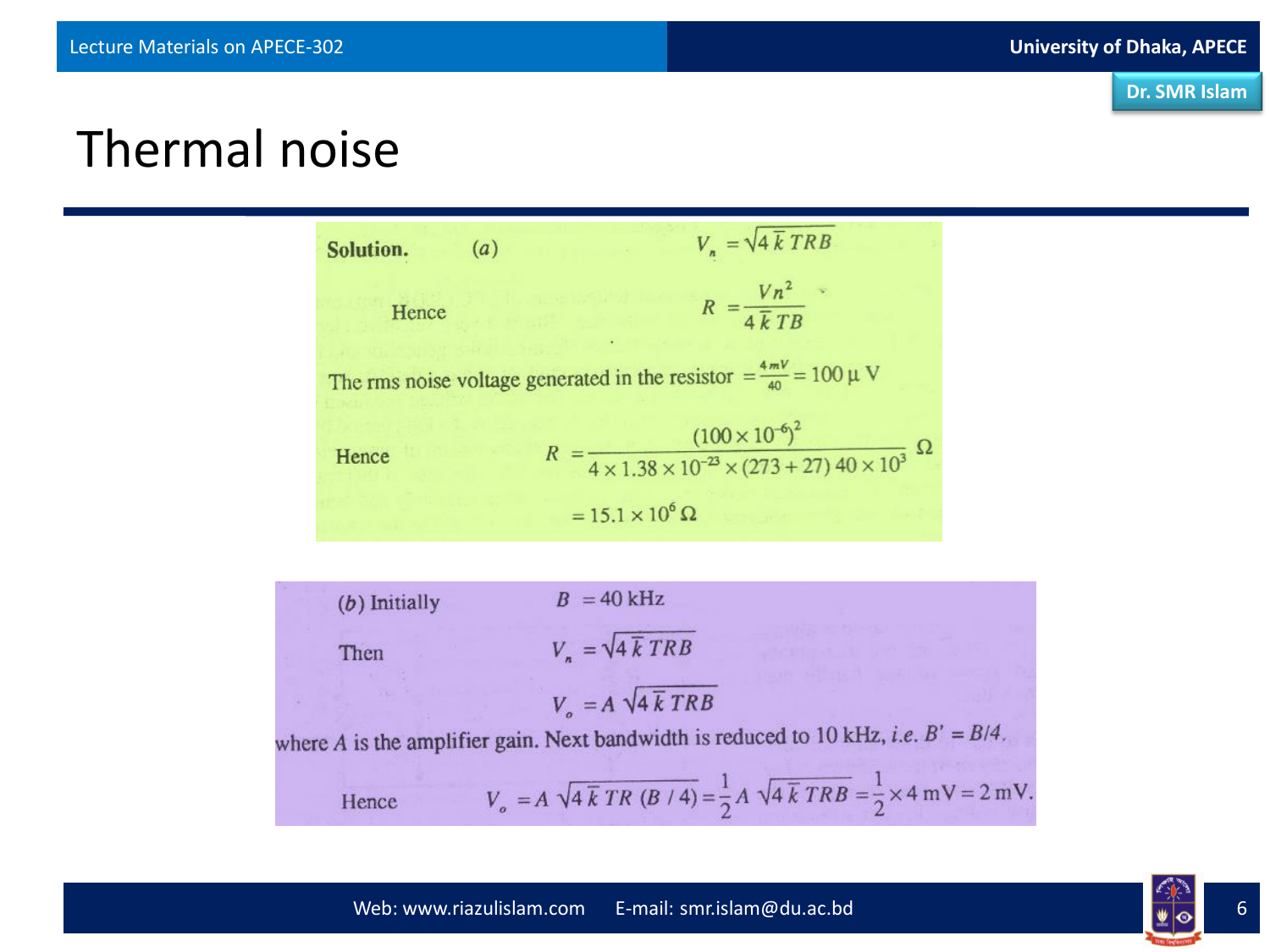# Thermal noise

**Solution.** (*a*) $V_n = \sqrt{4\,\bar{k}\,TRB}$

Hence $R = \dfrac{Vn^2}{4\,\bar{k}\,TB}$

The rms noise voltage generated in the resistor $= \frac{4\,mV}{40} = 100\,\mu\text{ V}$

Hence
$$R = \frac{(100 \times 10^{-6})^2}{4 \times 1.38 \times 10^{-23} \times (273 + 27)\,40 \times 10^3}\ \Omega$$
$$= 15.1 \times 10^6\,\Omega$$

(*b*) Initially $B = 40\text{ kHz}$

Then $V_n = \sqrt{4\,\bar{k}\,TRB}$

$$V_o = A\,\sqrt{4\,\bar{k}\,TRB}$$

where $A$ is the amplifier gain. Next bandwidth is reduced to 10 kHz, *i.e.* $B' = B/4$.

Hence $V_o = A\,\sqrt{4\,\bar{k}\,TR\,(B/4)} = \dfrac{1}{2}A\,\sqrt{4\,\bar{k}\,TRB} = \dfrac{1}{2} \times 4\text{ mV} = 2\text{ mV}.$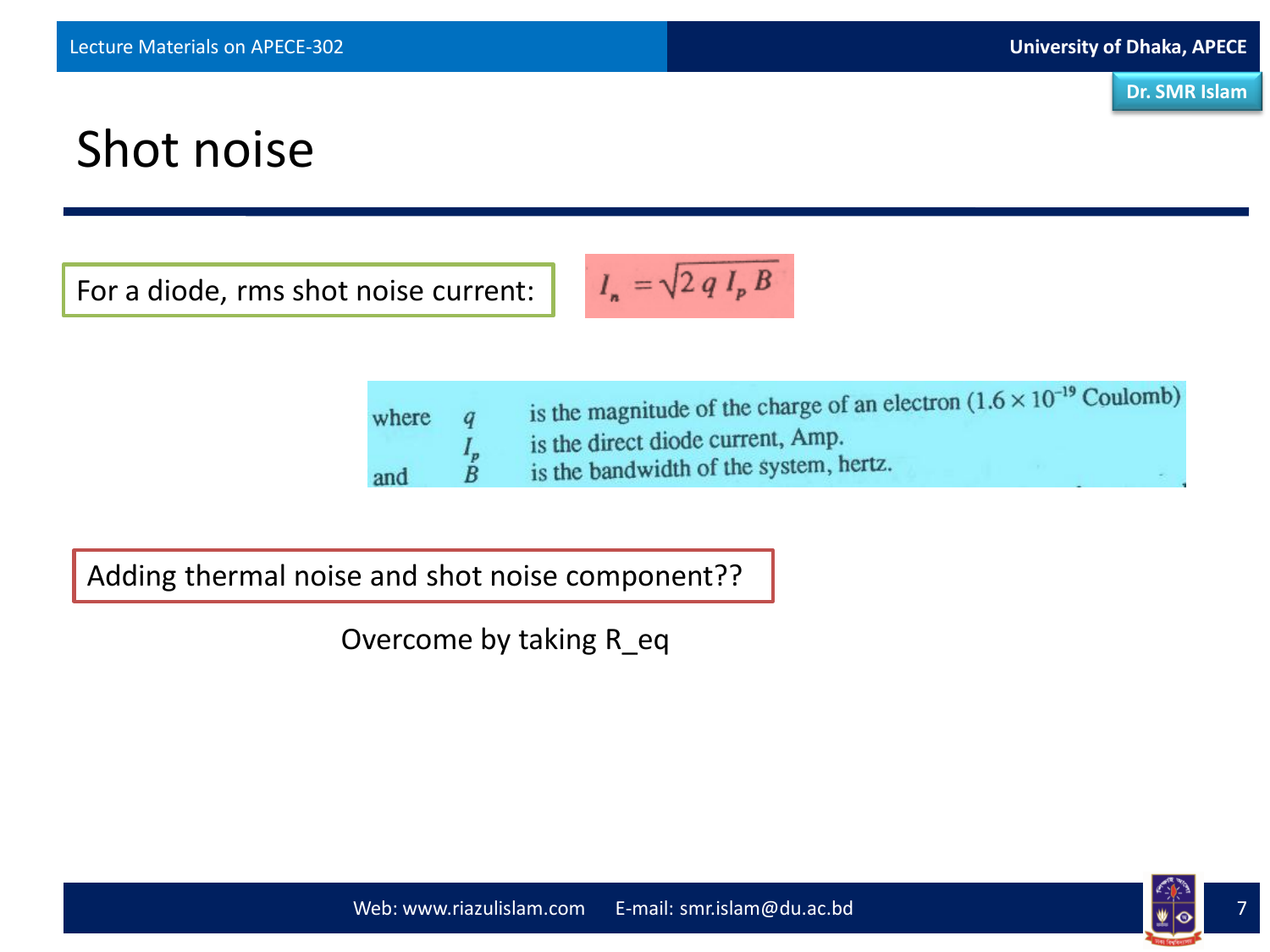# Shot noise

For a diode, rms shot noise current:

$$I_n = \sqrt{2\, q\, I_p\, B}$$

where $q$ is the magnitude of the charge of an electron ($1.6 \times 10^{-19}$ Coulomb)

$I_p$ is the direct diode current, Amp.

and $B$ is the bandwidth of the system, hertz.

Adding thermal noise and shot noise component??

Overcome by taking R_eq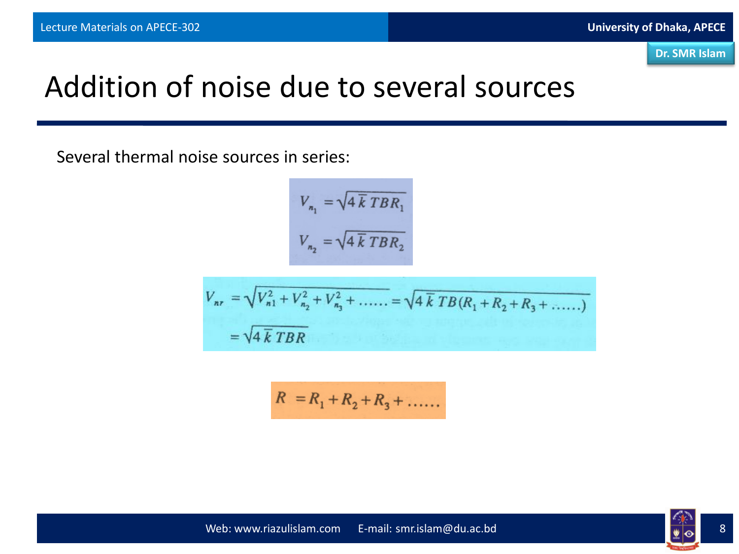# Addition of noise due to several sources

Several thermal noise sources in series:

$$V_{n_1} = \sqrt{4\bar{k}\,TBR_1}$$

$$V_{n_2} = \sqrt{4\bar{k}\,TBR_2}$$

$$V_{nr} = \sqrt{V_{n1}^2 + V_{n_2}^2 + V_{n_3}^2 + \ldots\ldots} = \sqrt{4\bar{k}\,TB(R_1 + R_2 + R_3 + \ldots\ldots)}$$

$$= \sqrt{4\bar{k}\,TBR}$$

$$R = R_1 + R_2 + R_3 + \ldots\ldots$$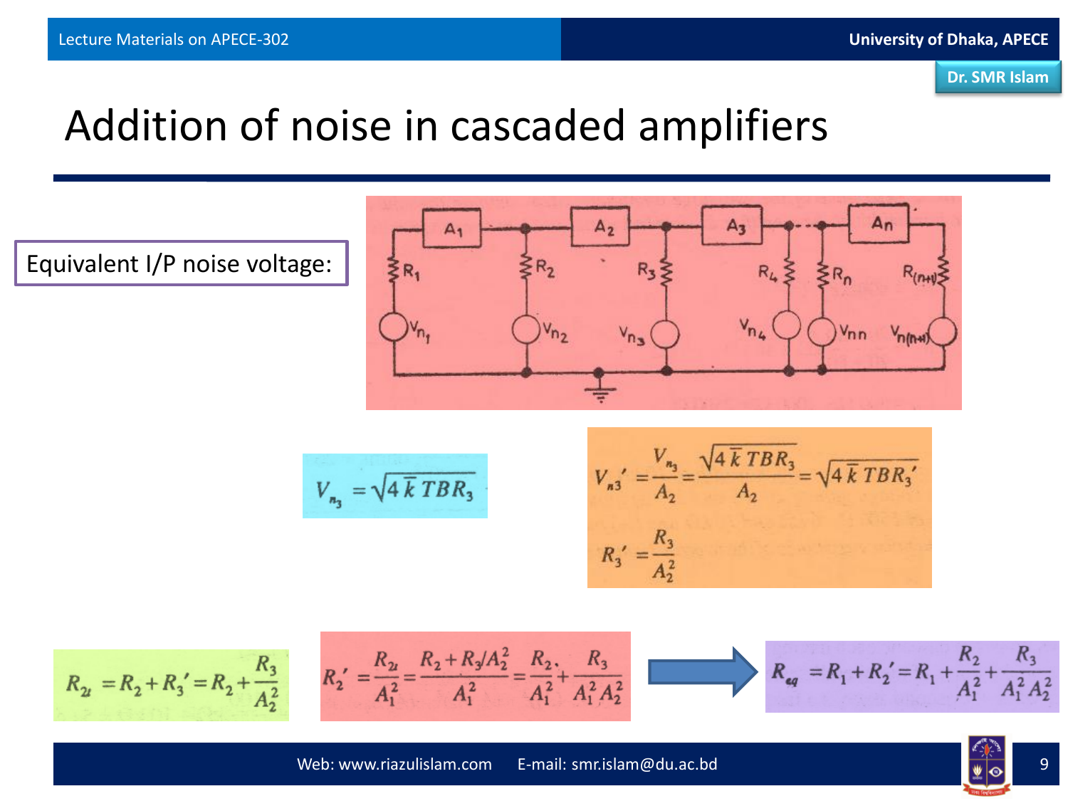# Addition of noise in cascaded amplifiers

Equivalent I/P noise voltage:

$$V_{n_3} = \sqrt{4\bar{k}TBR_3}$$

$$V_{n3}' = \frac{V_{n_3}}{A_2} = \frac{\sqrt{4\bar{k}TBR_3}}{A_2} = \sqrt{4\bar{k}TBR_3'}$$

$$R_3' = \frac{R_3}{A_2^2}$$

$$R_{2t} = R_2 + R_3' = R_2 + \frac{R_3}{A_2^2}$$

$$R_2' = \frac{R_{2t}}{A_1^2} = \frac{R_2 + R_3/A_2^2}{A_1^2} = \frac{R_2}{A_1^2} + \frac{R_3}{A_1^2 A_2^2}$$

$$R_{eq} = R_1 + R_2' = R_1 + \frac{R_2}{A_1^2} + \frac{R_3}{A_1^2 A_2^2}$$

Web: www.riazulislam.com E-mail: smr.islam@du.ac.bd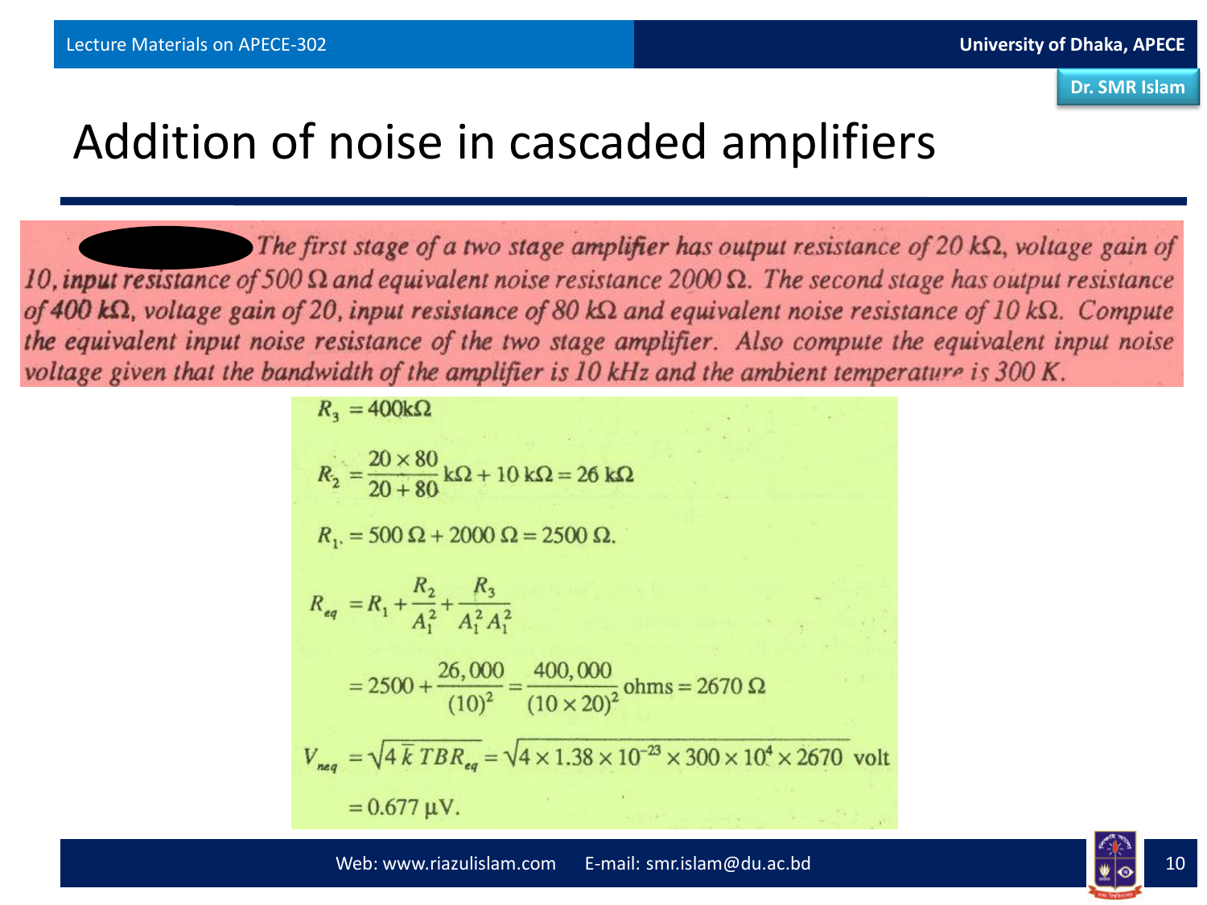# Addition of noise in cascaded amplifiers

*The first stage of a two stage amplifier has output resistance of 20 kΩ, voltage gain of 10, input resistance of 500 Ω and equivalent noise resistance 2000 Ω. The second stage has output resistance of 400 kΩ, voltage gain of 20, input resistance of 80 kΩ and equivalent noise resistance of 10 kΩ. Compute the equivalent input noise resistance of the two stage amplifier. Also compute the equivalent input noise voltage given that the bandwidth of the amplifier is 10 kHz and the ambient temperature is 300 K.*

$$R_3 = 400\text{k}\Omega$$

$$R_2 = \frac{20 \times 80}{20 + 80}\text{k}\Omega + 10\text{ k}\Omega = 26\text{ k}\Omega$$

$$R_1 = 500\ \Omega + 2000\ \Omega = 2500\ \Omega.$$

$$R_{eq} = R_1 + \frac{R_2}{A_1^2} + \frac{R_3}{A_1^2 A_1^2}$$

$$= 2500 + \frac{26,000}{(10)^2} = \frac{400,000}{(10 \times 20)^2}\text{ ohms} = 2670\ \Omega$$

$$V_{neq} = \sqrt{4\bar{k}TBR_{eq}} = \sqrt{4 \times 1.38 \times 10^{-23} \times 300 \times 10^4 \times 2670}\text{ volt}$$

$$= 0.677\ \mu\text{V}.$$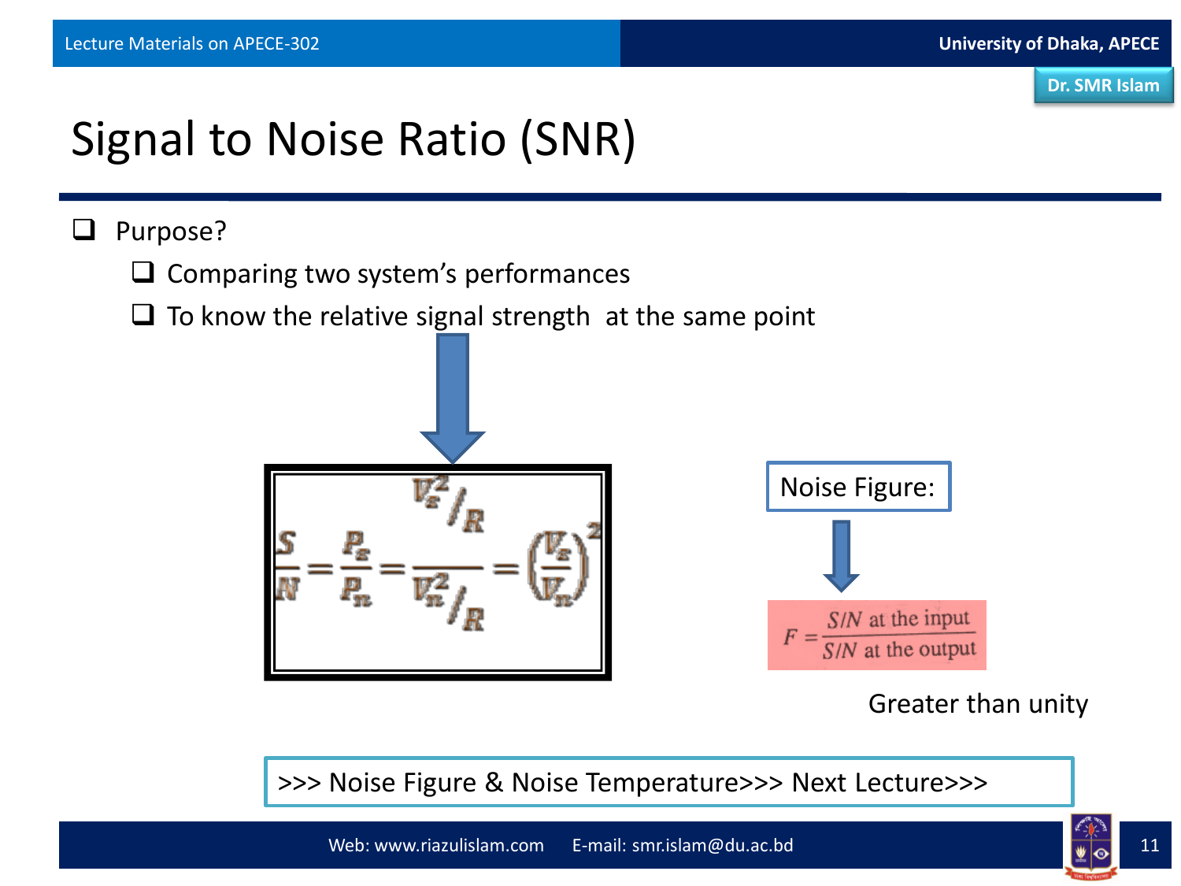# Signal to Noise Ratio (SNR)

- Purpose?
  - Comparing two system's performances
  - To know the relative signal strength at the same point

$$\frac{S}{N} = \frac{P_s}{P_n} = \frac{V_s^2/R}{V_n^2/R} = \left(\frac{V_s}{V_n}\right)^2$$

Noise Figure:

$$F = \frac{S/N \text{ at the input}}{S/N \text{ at the output}}$$

Greater than unity

>>> Noise Figure & Noise Temperature>>> Next Lecture>>>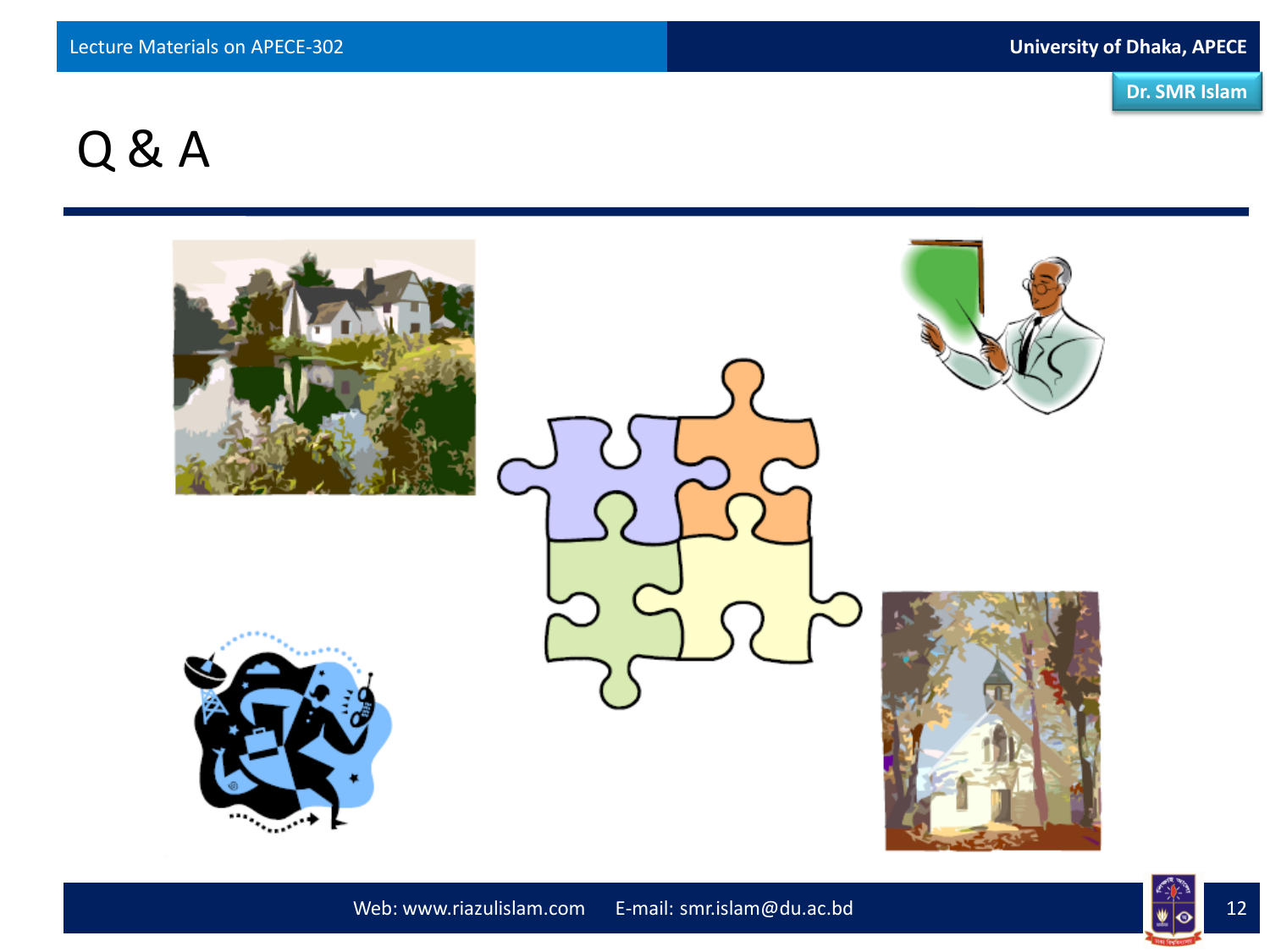# Q & A